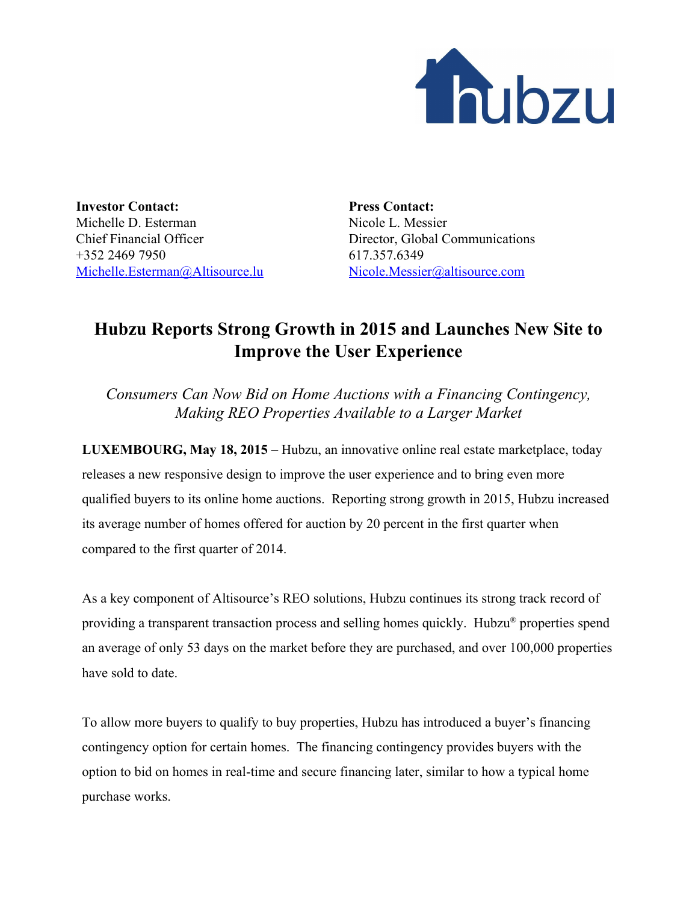**Investor Contact:**
Michelle D. Esterman
Chief Financial Officer
+352 2469 7950
Michelle.Esterman@Altisource.lu

**Press Contact:**
Nicole L. Messier
Director, Global Communications
617.357.6349
Nicole.Messier@altisource.com

# Hubzu Reports Strong Growth in 2015 and Launches New Site to Improve the User Experience

*Consumers Can Now Bid on Home Auctions with a Financing Contingency, Making REO Properties Available to a Larger Market*

**LUXEMBOURG, May 18, 2015** – Hubzu, an innovative online real estate marketplace, today releases a new responsive design to improve the user experience and to bring even more qualified buyers to its online home auctions. Reporting strong growth in 2015, Hubzu increased its average number of homes offered for auction by 20 percent in the first quarter when compared to the first quarter of 2014.

As a key component of Altisource's REO solutions, Hubzu continues its strong track record of providing a transparent transaction process and selling homes quickly. Hubzu® properties spend an average of only 53 days on the market before they are purchased, and over 100,000 properties have sold to date.

To allow more buyers to qualify to buy properties, Hubzu has introduced a buyer's financing contingency option for certain homes. The financing contingency provides buyers with the option to bid on homes in real-time and secure financing later, similar to how a typical home purchase works.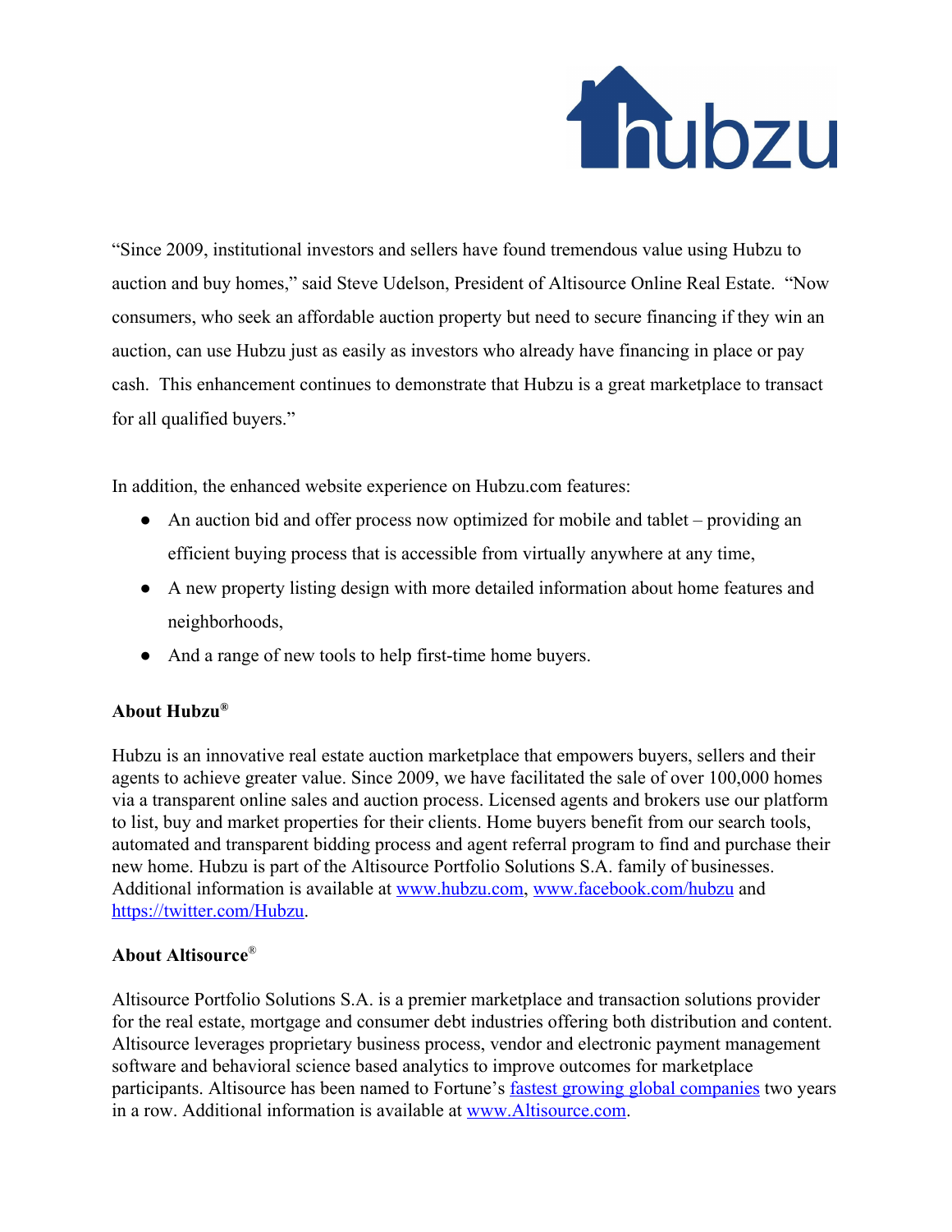"Since 2009, institutional investors and sellers have found tremendous value using Hubzu to auction and buy homes," said Steve Udelson, President of Altisource Online Real Estate. "Now consumers, who seek an affordable auction property but need to secure financing if they win an auction, can use Hubzu just as easily as investors who already have financing in place or pay cash. This enhancement continues to demonstrate that Hubzu is a great marketplace to transact for all qualified buyers."

In addition, the enhanced website experience on Hubzu.com features:

- An auction bid and offer process now optimized for mobile and tablet – providing an efficient buying process that is accessible from virtually anywhere at any time,
- A new property listing design with more detailed information about home features and neighborhoods,
- And a range of new tools to help first-time home buyers.

**About Hubzu®**

Hubzu is an innovative real estate auction marketplace that empowers buyers, sellers and their agents to achieve greater value. Since 2009, we have facilitated the sale of over 100,000 homes via a transparent online sales and auction process. Licensed agents and brokers use our platform to list, buy and market properties for their clients. Home buyers benefit from our search tools, automated and transparent bidding process and agent referral program to find and purchase their new home. Hubzu is part of the Altisource Portfolio Solutions S.A. family of businesses. Additional information is available at www.hubzu.com, www.facebook.com/hubzu and https://twitter.com/Hubzu.

**About Altisource®**

Altisource Portfolio Solutions S.A. is a premier marketplace and transaction solutions provider for the real estate, mortgage and consumer debt industries offering both distribution and content. Altisource leverages proprietary business process, vendor and electronic payment management software and behavioral science based analytics to improve outcomes for marketplace participants. Altisource has been named to Fortune's fastest growing global companies two years in a row. Additional information is available at www.Altisource.com.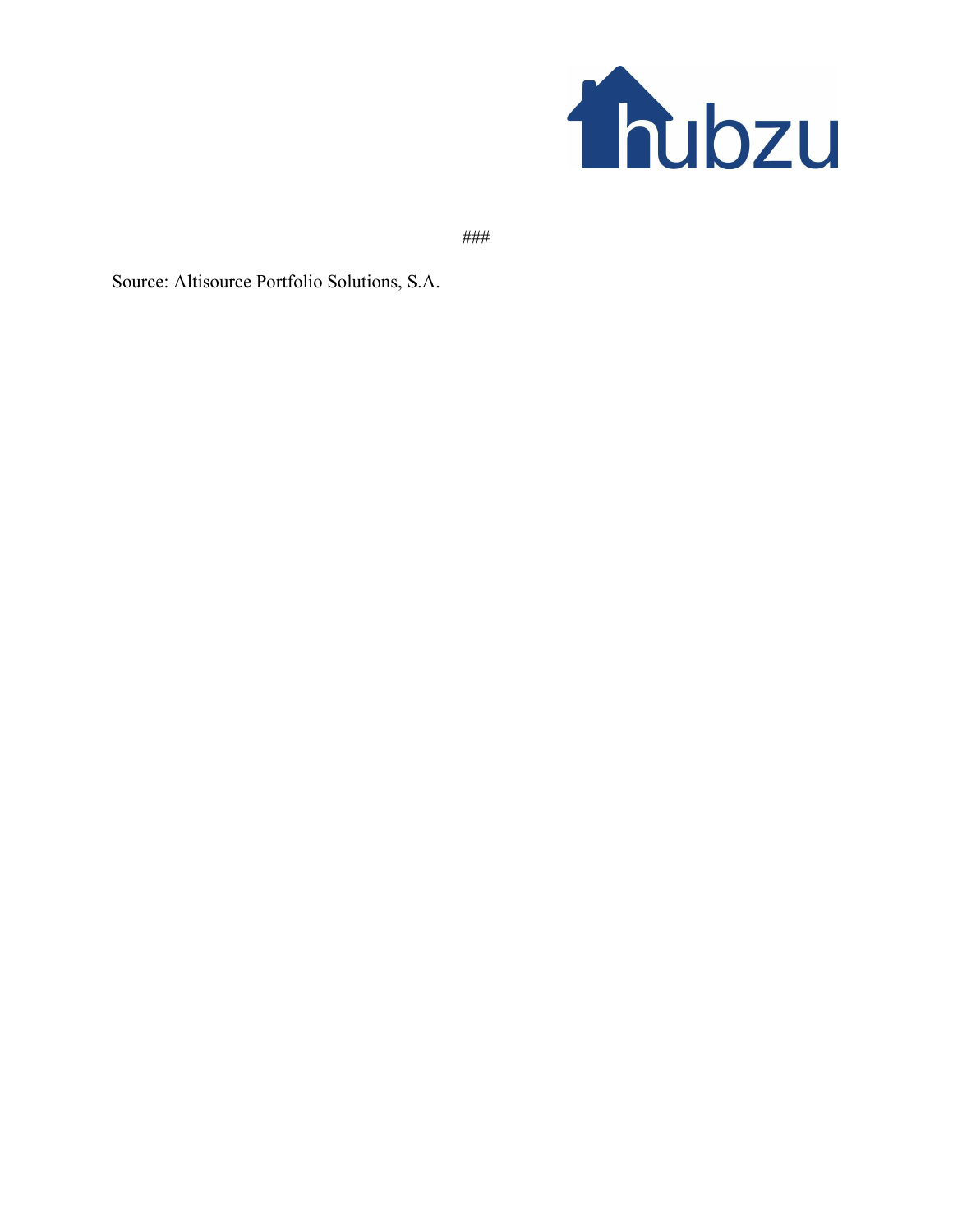###

Source: Altisource Portfolio Solutions, S.A.